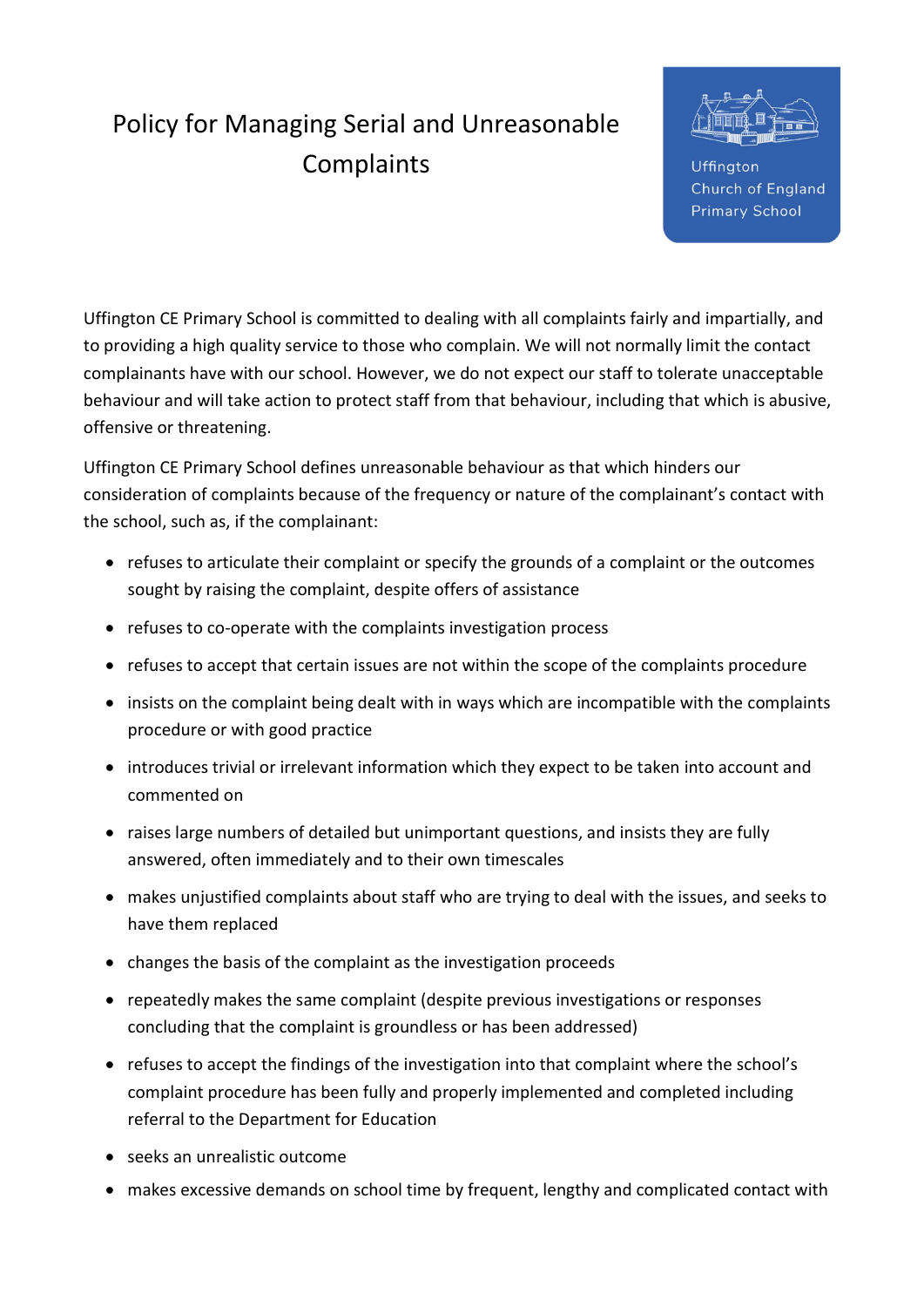# Policy for Managing Serial and Unreasonable Complaints

Uffington Church of England Primary School

Uffington CE Primary School is committed to dealing with all complaints fairly and impartially, and to providing a high quality service to those who complain. We will not normally limit the contact complainants have with our school. However, we do not expect our staff to tolerate unacceptable behaviour and will take action to protect staff from that behaviour, including that which is abusive, offensive or threatening.

Uffington CE Primary School defines unreasonable behaviour as that which hinders our consideration of complaints because of the frequency or nature of the complainant's contact with the school, such as, if the complainant:

- refuses to articulate their complaint or specify the grounds of a complaint or the outcomes sought by raising the complaint, despite offers of assistance
- refuses to co-operate with the complaints investigation process
- refuses to accept that certain issues are not within the scope of the complaints procedure
- insists on the complaint being dealt with in ways which are incompatible with the complaints procedure or with good practice
- introduces trivial or irrelevant information which they expect to be taken into account and commented on
- raises large numbers of detailed but unimportant questions, and insists they are fully answered, often immediately and to their own timescales
- makes unjustified complaints about staff who are trying to deal with the issues, and seeks to have them replaced
- changes the basis of the complaint as the investigation proceeds
- repeatedly makes the same complaint (despite previous investigations or responses concluding that the complaint is groundless or has been addressed)
- refuses to accept the findings of the investigation into that complaint where the school's complaint procedure has been fully and properly implemented and completed including referral to the Department for Education
- seeks an unrealistic outcome
- makes excessive demands on school time by frequent, lengthy and complicated contact with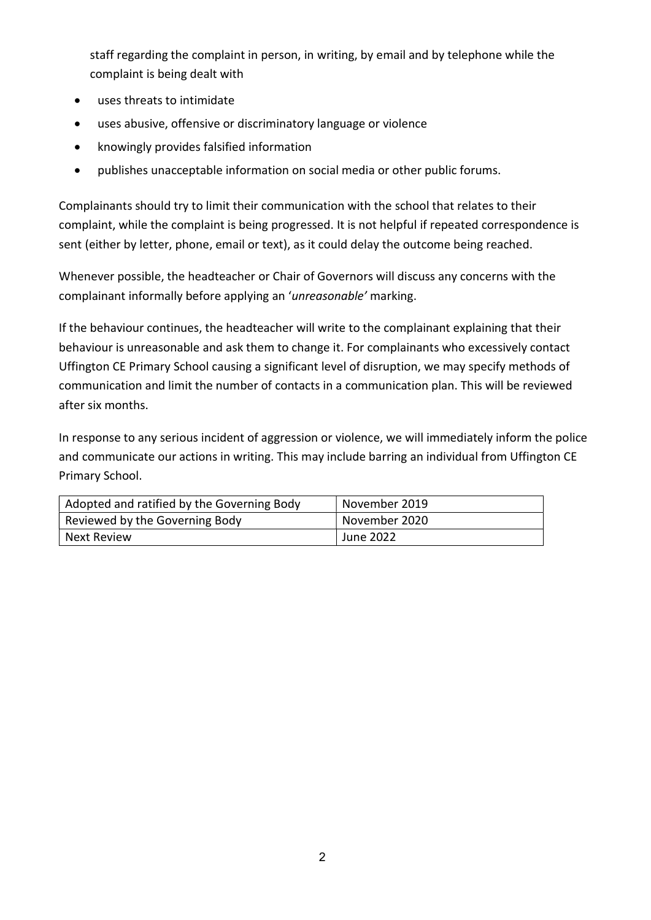staff regarding the complaint in person, in writing, by email and by telephone while the complaint is being dealt with

- uses threats to intimidate
- uses abusive, offensive or discriminatory language or violence
- knowingly provides falsified information
- publishes unacceptable information on social media or other public forums.

Complainants should try to limit their communication with the school that relates to their complaint, while the complaint is being progressed. It is not helpful if repeated correspondence is sent (either by letter, phone, email or text), as it could delay the outcome being reached.

Whenever possible, the headteacher or Chair of Governors will discuss any concerns with the complainant informally before applying an '*unreasonable'* marking.

If the behaviour continues, the headteacher will write to the complainant explaining that their behaviour is unreasonable and ask them to change it. For complainants who excessively contact Uffington CE Primary School causing a significant level of disruption, we may specify methods of communication and limit the number of contacts in a communication plan. This will be reviewed after six months.

In response to any serious incident of aggression or violence, we will immediately inform the police and communicate our actions in writing. This may include barring an individual from Uffington CE Primary School.

| | |
|---|---|
| Adopted and ratified by the Governing Body | November 2019 |
| Reviewed by the Governing Body | November 2020 |
| Next Review | June 2022 |